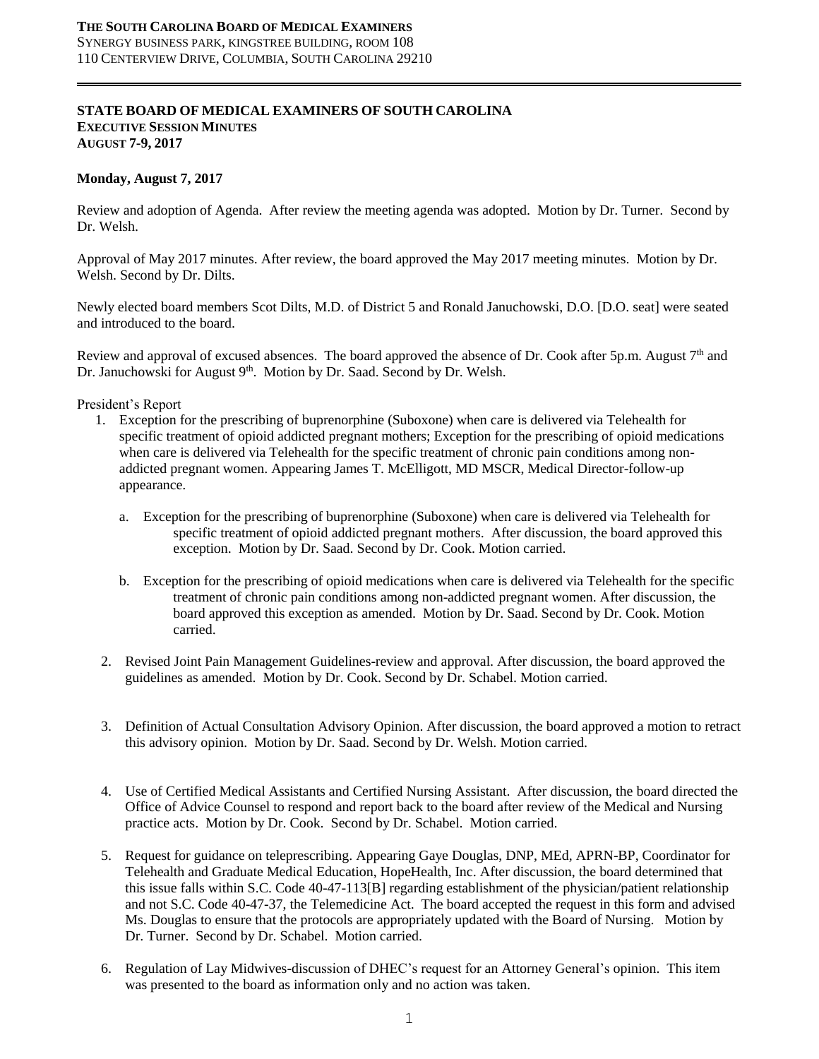**THE SOUTH CAROLINA BOARD OF MEDICAL EXAMINERS**
SYNERGY BUSINESS PARK, KINGSTREE BUILDING, ROOM 108
110 CENTERVIEW DRIVE, COLUMBIA, SOUTH CAROLINA 29210

**STATE BOARD OF MEDICAL EXAMINERS OF SOUTH CAROLINA**
**EXECUTIVE SESSION MINUTES**
**AUGUST 7-9, 2017**

**Monday, August 7, 2017**

Review and adoption of Agenda. After review the meeting agenda was adopted. Motion by Dr. Turner. Second by Dr. Welsh.

Approval of May 2017 minutes. After review, the board approved the May 2017 meeting minutes. Motion by Dr. Welsh. Second by Dr. Dilts.

Newly elected board members Scot Dilts, M.D. of District 5 and Ronald Januchowski, D.O. [D.O. seat] were seated and introduced to the board.

Review and approval of excused absences. The board approved the absence of Dr. Cook after 5p.m. August 7th and Dr. Januchowski for August 9th. Motion by Dr. Saad. Second by Dr. Welsh.

President's Report

1. Exception for the prescribing of buprenorphine (Suboxone) when care is delivered via Telehealth for specific treatment of opioid addicted pregnant mothers; Exception for the prescribing of opioid medications when care is delivered via Telehealth for the specific treatment of chronic pain conditions among non-addicted pregnant women. Appearing James T. McElligott, MD MSCR, Medical Director-follow-up appearance.

   a. Exception for the prescribing of buprenorphine (Suboxone) when care is delivered via Telehealth for specific treatment of opioid addicted pregnant mothers. After discussion, the board approved this exception. Motion by Dr. Saad. Second by Dr. Cook. Motion carried.

   b. Exception for the prescribing of opioid medications when care is delivered via Telehealth for the specific treatment of chronic pain conditions among non-addicted pregnant women. After discussion, the board approved this exception as amended. Motion by Dr. Saad. Second by Dr. Cook. Motion carried.

2. Revised Joint Pain Management Guidelines-review and approval. After discussion, the board approved the guidelines as amended. Motion by Dr. Cook. Second by Dr. Schabel. Motion carried.

3. Definition of Actual Consultation Advisory Opinion. After discussion, the board approved a motion to retract this advisory opinion. Motion by Dr. Saad. Second by Dr. Welsh. Motion carried.

4. Use of Certified Medical Assistants and Certified Nursing Assistant. After discussion, the board directed the Office of Advice Counsel to respond and report back to the board after review of the Medical and Nursing practice acts. Motion by Dr. Cook. Second by Dr. Schabel. Motion carried.

5. Request for guidance on teleprescribing. Appearing Gaye Douglas, DNP, MEd, APRN-BP, Coordinator for Telehealth and Graduate Medical Education, HopeHealth, Inc. After discussion, the board determined that this issue falls within S.C. Code 40-47-113[B] regarding establishment of the physician/patient relationship and not S.C. Code 40-47-37, the Telemedicine Act. The board accepted the request in this form and advised Ms. Douglas to ensure that the protocols are appropriately updated with the Board of Nursing. Motion by Dr. Turner. Second by Dr. Schabel. Motion carried.

6. Regulation of Lay Midwives-discussion of DHEC's request for an Attorney General's opinion. This item was presented to the board as information only and no action was taken.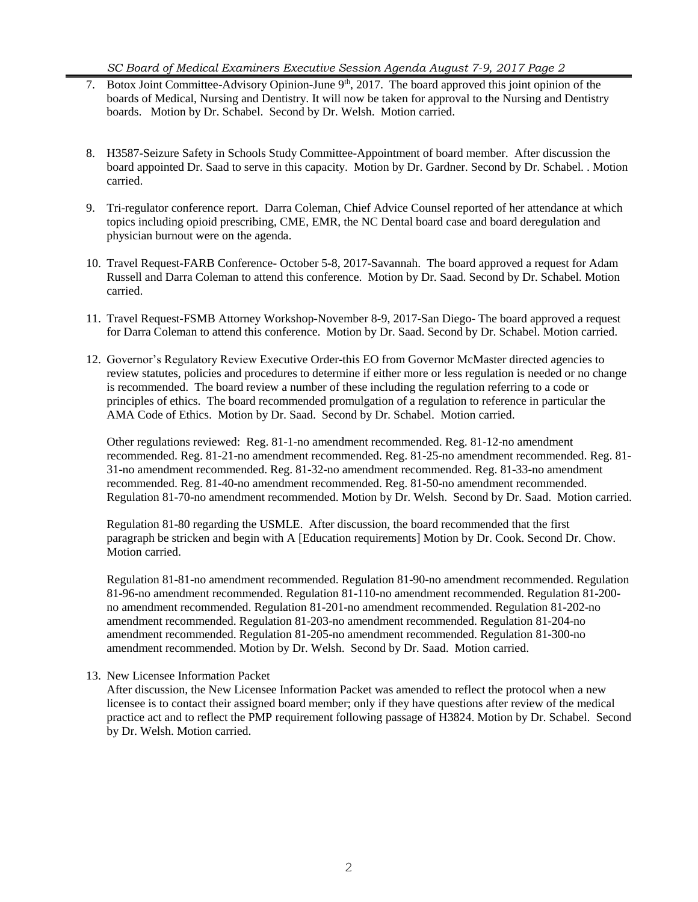7. Botox Joint Committee-Advisory Opinion-June 9th, 2017. The board approved this joint opinion of the boards of Medical, Nursing and Dentistry. It will now be taken for approval to the Nursing and Dentistry boards. Motion by Dr. Schabel. Second by Dr. Welsh. Motion carried.

8. H3587-Seizure Safety in Schools Study Committee-Appointment of board member. After discussion the board appointed Dr. Saad to serve in this capacity. Motion by Dr. Gardner. Second by Dr. Schabel. . Motion carried.

9. Tri-regulator conference report. Darra Coleman, Chief Advice Counsel reported of her attendance at which topics including opioid prescribing, CME, EMR, the NC Dental board case and board deregulation and physician burnout were on the agenda.

10. Travel Request-FARB Conference- October 5-8, 2017-Savannah. The board approved a request for Adam Russell and Darra Coleman to attend this conference. Motion by Dr. Saad. Second by Dr. Schabel. Motion carried.

11. Travel Request-FSMB Attorney Workshop-November 8-9, 2017-San Diego- The board approved a request for Darra Coleman to attend this conference. Motion by Dr. Saad. Second by Dr. Schabel. Motion carried.

12. Governor's Regulatory Review Executive Order-this EO from Governor McMaster directed agencies to review statutes, policies and procedures to determine if either more or less regulation is needed or no change is recommended. The board review a number of these including the regulation referring to a code or principles of ethics. The board recommended promulgation of a regulation to reference in particular the AMA Code of Ethics. Motion by Dr. Saad. Second by Dr. Schabel. Motion carried.

    Other regulations reviewed: Reg. 81-1-no amendment recommended. Reg. 81-12-no amendment recommended. Reg. 81-21-no amendment recommended. Reg. 81-25-no amendment recommended. Reg. 81-31-no amendment recommended. Reg. 81-32-no amendment recommended. Reg. 81-33-no amendment recommended. Reg. 81-40-no amendment recommended. Reg. 81-50-no amendment recommended. Regulation 81-70-no amendment recommended. Motion by Dr. Welsh. Second by Dr. Saad. Motion carried.

    Regulation 81-80 regarding the USMLE. After discussion, the board recommended that the first paragraph be stricken and begin with A [Education requirements] Motion by Dr. Cook. Second Dr. Chow. Motion carried.

    Regulation 81-81-no amendment recommended. Regulation 81-90-no amendment recommended. Regulation 81-96-no amendment recommended. Regulation 81-110-no amendment recommended. Regulation 81-200-no amendment recommended. Regulation 81-201-no amendment recommended. Regulation 81-202-no amendment recommended. Regulation 81-203-no amendment recommended. Regulation 81-204-no amendment recommended. Regulation 81-205-no amendment recommended. Regulation 81-300-no amendment recommended. Motion by Dr. Welsh. Second by Dr. Saad. Motion carried.

13. New Licensee Information Packet

    After discussion, the New Licensee Information Packet was amended to reflect the protocol when a new licensee is to contact their assigned board member; only if they have questions after review of the medical practice act and to reflect the PMP requirement following passage of H3824. Motion by Dr. Schabel. Second by Dr. Welsh. Motion carried.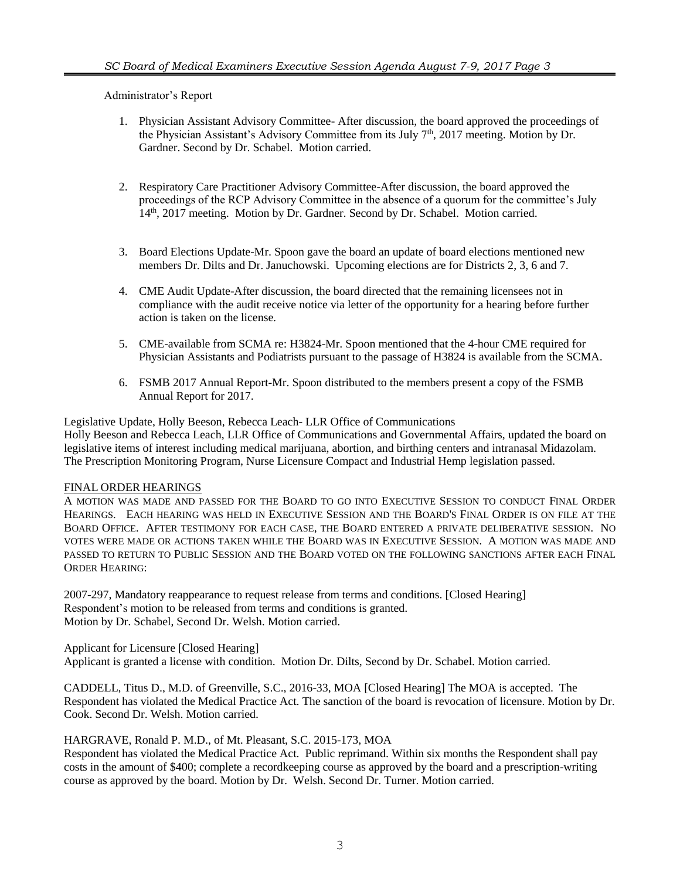Administrator's Report

1. Physician Assistant Advisory Committee- After discussion, the board approved the proceedings of the Physician Assistant's Advisory Committee from its July 7th, 2017 meeting. Motion by Dr. Gardner. Second by Dr. Schabel. Motion carried.

2. Respiratory Care Practitioner Advisory Committee-After discussion, the board approved the proceedings of the RCP Advisory Committee in the absence of a quorum for the committee's July 14th, 2017 meeting. Motion by Dr. Gardner. Second by Dr. Schabel. Motion carried.

3. Board Elections Update-Mr. Spoon gave the board an update of board elections mentioned new members Dr. Dilts and Dr. Januchowski. Upcoming elections are for Districts 2, 3, 6 and 7.

4. CME Audit Update-After discussion, the board directed that the remaining licensees not in compliance with the audit receive notice via letter of the opportunity for a hearing before further action is taken on the license.

5. CME-available from SCMA re: H3824-Mr. Spoon mentioned that the 4-hour CME required for Physician Assistants and Podiatrists pursuant to the passage of H3824 is available from the SCMA.

6. FSMB 2017 Annual Report-Mr. Spoon distributed to the members present a copy of the FSMB Annual Report for 2017.

Legislative Update, Holly Beeson, Rebecca Leach- LLR Office of Communications
Holly Beeson and Rebecca Leach, LLR Office of Communications and Governmental Affairs, updated the board on legislative items of interest including medical marijuana, abortion, and birthing centers and intranasal Midazolam. The Prescription Monitoring Program, Nurse Licensure Compact and Industrial Hemp legislation passed.

## FINAL ORDER HEARINGS

A MOTION WAS MADE AND PASSED FOR THE BOARD TO GO INTO EXECUTIVE SESSION TO CONDUCT FINAL ORDER HEARINGS. EACH HEARING WAS HELD IN EXECUTIVE SESSION AND THE BOARD'S FINAL ORDER IS ON FILE AT THE BOARD OFFICE. AFTER TESTIMONY FOR EACH CASE, THE BOARD ENTERED A PRIVATE DELIBERATIVE SESSION. NO VOTES WERE MADE OR ACTIONS TAKEN WHILE THE BOARD WAS IN EXECUTIVE SESSION. A MOTION WAS MADE AND PASSED TO RETURN TO PUBLIC SESSION AND THE BOARD VOTED ON THE FOLLOWING SANCTIONS AFTER EACH FINAL ORDER HEARING:

2007-297, Mandatory reappearance to request release from terms and conditions. [Closed Hearing]
Respondent's motion to be released from terms and conditions is granted.
Motion by Dr. Schabel, Second Dr. Welsh. Motion carried.

Applicant for Licensure [Closed Hearing]
Applicant is granted a license with condition. Motion Dr. Dilts, Second by Dr. Schabel. Motion carried.

CADDELL, Titus D., M.D. of Greenville, S.C., 2016-33, MOA [Closed Hearing] The MOA is accepted. The Respondent has violated the Medical Practice Act. The sanction of the board is revocation of licensure. Motion by Dr. Cook. Second Dr. Welsh. Motion carried.

HARGRAVE, Ronald P. M.D., of Mt. Pleasant, S.C. 2015-173, MOA
Respondent has violated the Medical Practice Act. Public reprimand. Within six months the Respondent shall pay costs in the amount of $400; complete a recordkeeping course as approved by the board and a prescription-writing course as approved by the board. Motion by Dr. Welsh. Second Dr. Turner. Motion carried.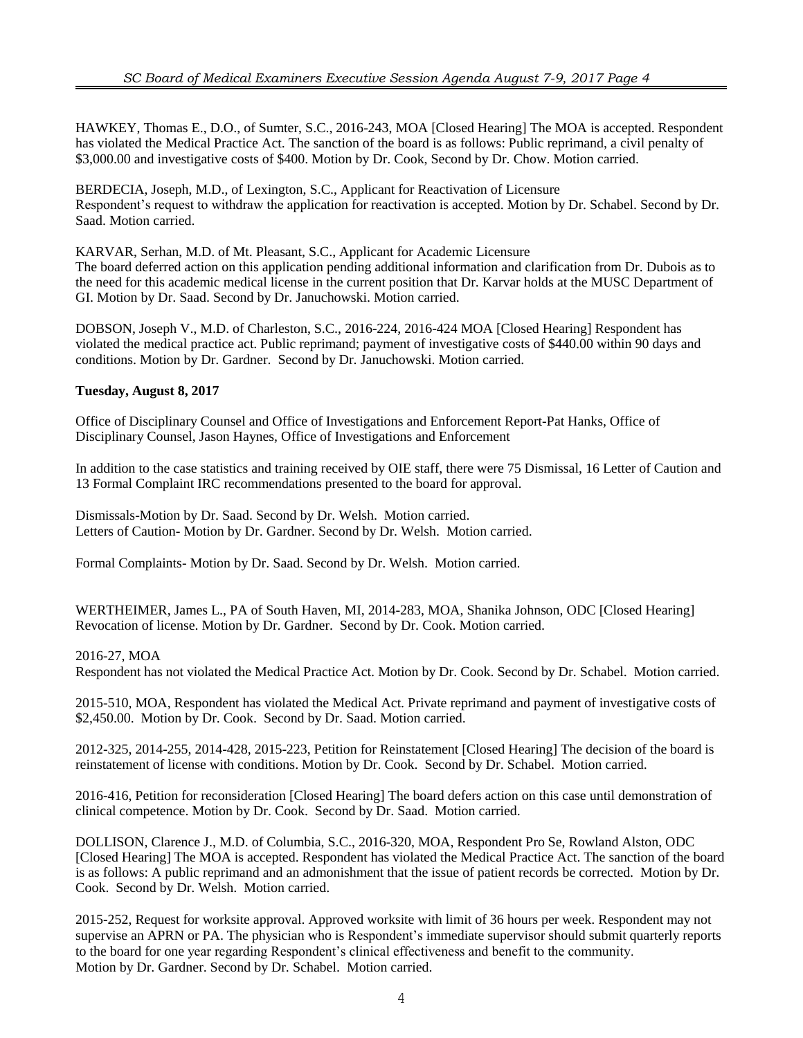HAWKEY, Thomas E., D.O., of Sumter, S.C., 2016-243, MOA [Closed Hearing] The MOA is accepted. Respondent has violated the Medical Practice Act. The sanction of the board is as follows: Public reprimand, a civil penalty of $3,000.00 and investigative costs of $400. Motion by Dr. Cook, Second by Dr. Chow. Motion carried.

BERDECIA, Joseph, M.D., of Lexington, S.C., Applicant for Reactivation of Licensure
Respondent's request to withdraw the application for reactivation is accepted. Motion by Dr. Schabel. Second by Dr. Saad. Motion carried.

KARVAR, Serhan, M.D. of Mt. Pleasant, S.C., Applicant for Academic Licensure
The board deferred action on this application pending additional information and clarification from Dr. Dubois as to the need for this academic medical license in the current position that Dr. Karvar holds at the MUSC Department of GI. Motion by Dr. Saad. Second by Dr. Januchowski. Motion carried.

DOBSON, Joseph V., M.D. of Charleston, S.C., 2016-224, 2016-424 MOA [Closed Hearing] Respondent has violated the medical practice act. Public reprimand; payment of investigative costs of $440.00 within 90 days and conditions. Motion by Dr. Gardner. Second by Dr. Januchowski. Motion carried.

**Tuesday, August 8, 2017**

Office of Disciplinary Counsel and Office of Investigations and Enforcement Report-Pat Hanks, Office of Disciplinary Counsel, Jason Haynes, Office of Investigations and Enforcement

In addition to the case statistics and training received by OIE staff, there were 75 Dismissal, 16 Letter of Caution and 13 Formal Complaint IRC recommendations presented to the board for approval.

Dismissals-Motion by Dr. Saad. Second by Dr. Welsh. Motion carried.
Letters of Caution- Motion by Dr. Gardner. Second by Dr. Welsh. Motion carried.

Formal Complaints- Motion by Dr. Saad. Second by Dr. Welsh. Motion carried.

WERTHEIMER, James L., PA of South Haven, MI, 2014-283, MOA, Shanika Johnson, ODC [Closed Hearing] Revocation of license. Motion by Dr. Gardner. Second by Dr. Cook. Motion carried.

2016-27, MOA
Respondent has not violated the Medical Practice Act. Motion by Dr. Cook. Second by Dr. Schabel. Motion carried.

2015-510, MOA, Respondent has violated the Medical Act. Private reprimand and payment of investigative costs of $2,450.00. Motion by Dr. Cook. Second by Dr. Saad. Motion carried.

2012-325, 2014-255, 2014-428, 2015-223, Petition for Reinstatement [Closed Hearing] The decision of the board is reinstatement of license with conditions. Motion by Dr. Cook. Second by Dr. Schabel. Motion carried.

2016-416, Petition for reconsideration [Closed Hearing] The board defers action on this case until demonstration of clinical competence. Motion by Dr. Cook. Second by Dr. Saad. Motion carried.

DOLLISON, Clarence J., M.D. of Columbia, S.C., 2016-320, MOA, Respondent Pro Se, Rowland Alston, ODC [Closed Hearing] The MOA is accepted. Respondent has violated the Medical Practice Act. The sanction of the board is as follows: A public reprimand and an admonishment that the issue of patient records be corrected. Motion by Dr. Cook. Second by Dr. Welsh. Motion carried.

2015-252, Request for worksite approval. Approved worksite with limit of 36 hours per week. Respondent may not supervise an APRN or PA. The physician who is Respondent's immediate supervisor should submit quarterly reports to the board for one year regarding Respondent's clinical effectiveness and benefit to the community.
Motion by Dr. Gardner. Second by Dr. Schabel. Motion carried.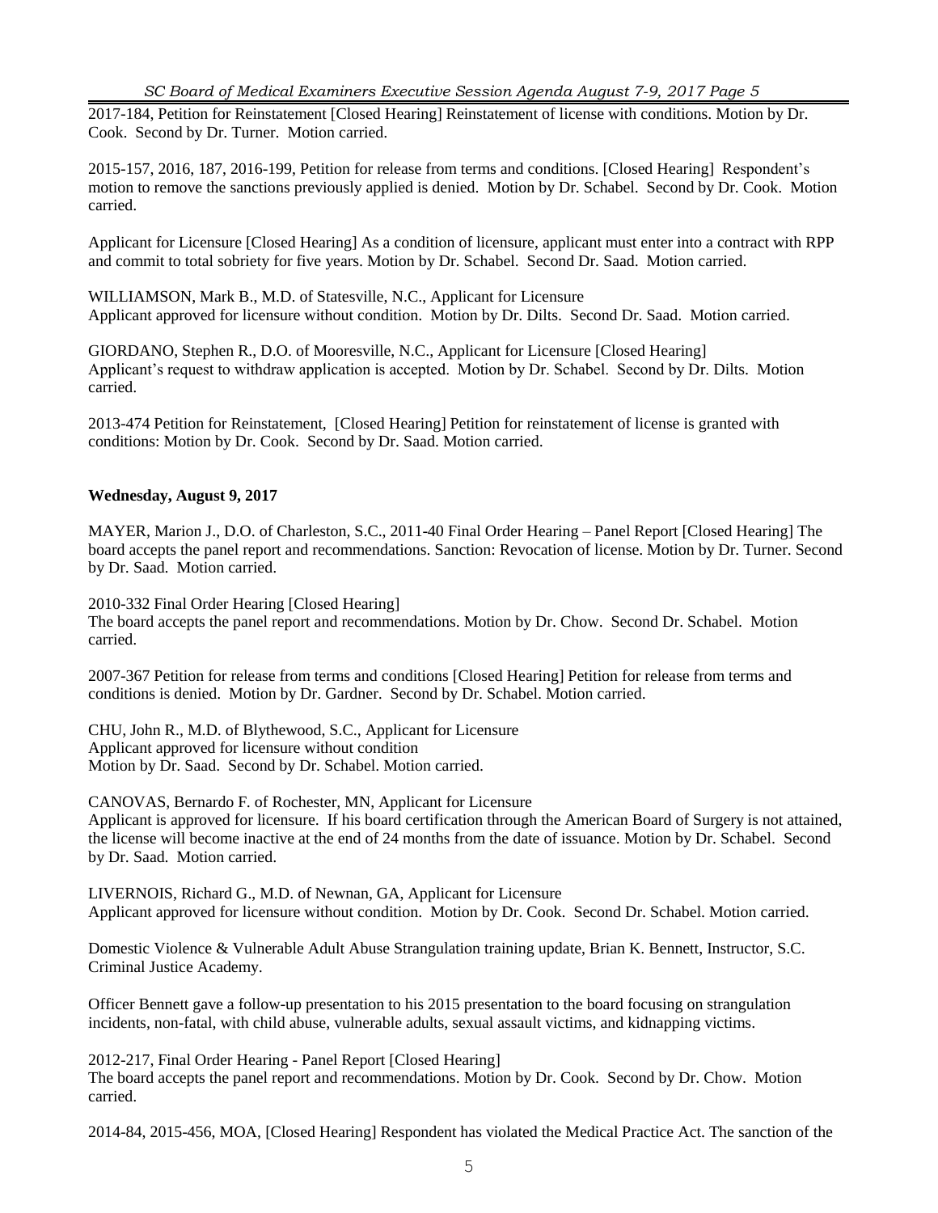2017-184, Petition for Reinstatement [Closed Hearing] Reinstatement of license with conditions. Motion by Dr. Cook. Second by Dr. Turner. Motion carried.

2015-157, 2016, 187, 2016-199, Petition for release from terms and conditions. [Closed Hearing] Respondent's motion to remove the sanctions previously applied is denied. Motion by Dr. Schabel. Second by Dr. Cook. Motion carried.

Applicant for Licensure [Closed Hearing] As a condition of licensure, applicant must enter into a contract with RPP and commit to total sobriety for five years. Motion by Dr. Schabel. Second Dr. Saad. Motion carried.

WILLIAMSON, Mark B., M.D. of Statesville, N.C., Applicant for Licensure
Applicant approved for licensure without condition. Motion by Dr. Dilts. Second Dr. Saad. Motion carried.

GIORDANO, Stephen R., D.O. of Mooresville, N.C., Applicant for Licensure [Closed Hearing]
Applicant's request to withdraw application is accepted. Motion by Dr. Schabel. Second by Dr. Dilts. Motion carried.

2013-474 Petition for Reinstatement, [Closed Hearing] Petition for reinstatement of license is granted with conditions: Motion by Dr. Cook. Second by Dr. Saad. Motion carried.

**Wednesday, August 9, 2017**

MAYER, Marion J., D.O. of Charleston, S.C., 2011-40 Final Order Hearing – Panel Report [Closed Hearing] The board accepts the panel report and recommendations. Sanction: Revocation of license. Motion by Dr. Turner. Second by Dr. Saad. Motion carried.

2010-332 Final Order Hearing [Closed Hearing]
The board accepts the panel report and recommendations. Motion by Dr. Chow. Second Dr. Schabel. Motion carried.

2007-367 Petition for release from terms and conditions [Closed Hearing] Petition for release from terms and conditions is denied. Motion by Dr. Gardner. Second by Dr. Schabel. Motion carried.

CHU, John R., M.D. of Blythewood, S.C., Applicant for Licensure
Applicant approved for licensure without condition
Motion by Dr. Saad. Second by Dr. Schabel. Motion carried.

CANOVAS, Bernardo F. of Rochester, MN, Applicant for Licensure
Applicant is approved for licensure. If his board certification through the American Board of Surgery is not attained, the license will become inactive at the end of 24 months from the date of issuance. Motion by Dr. Schabel. Second by Dr. Saad. Motion carried.

LIVERNOIS, Richard G., M.D. of Newnan, GA, Applicant for Licensure
Applicant approved for licensure without condition. Motion by Dr. Cook. Second Dr. Schabel. Motion carried.

Domestic Violence & Vulnerable Adult Abuse Strangulation training update, Brian K. Bennett, Instructor, S.C. Criminal Justice Academy.

Officer Bennett gave a follow-up presentation to his 2015 presentation to the board focusing on strangulation incidents, non-fatal, with child abuse, vulnerable adults, sexual assault victims, and kidnapping victims.

2012-217, Final Order Hearing - Panel Report [Closed Hearing]
The board accepts the panel report and recommendations. Motion by Dr. Cook. Second by Dr. Chow. Motion carried.

2014-84, 2015-456, MOA, [Closed Hearing] Respondent has violated the Medical Practice Act. The sanction of the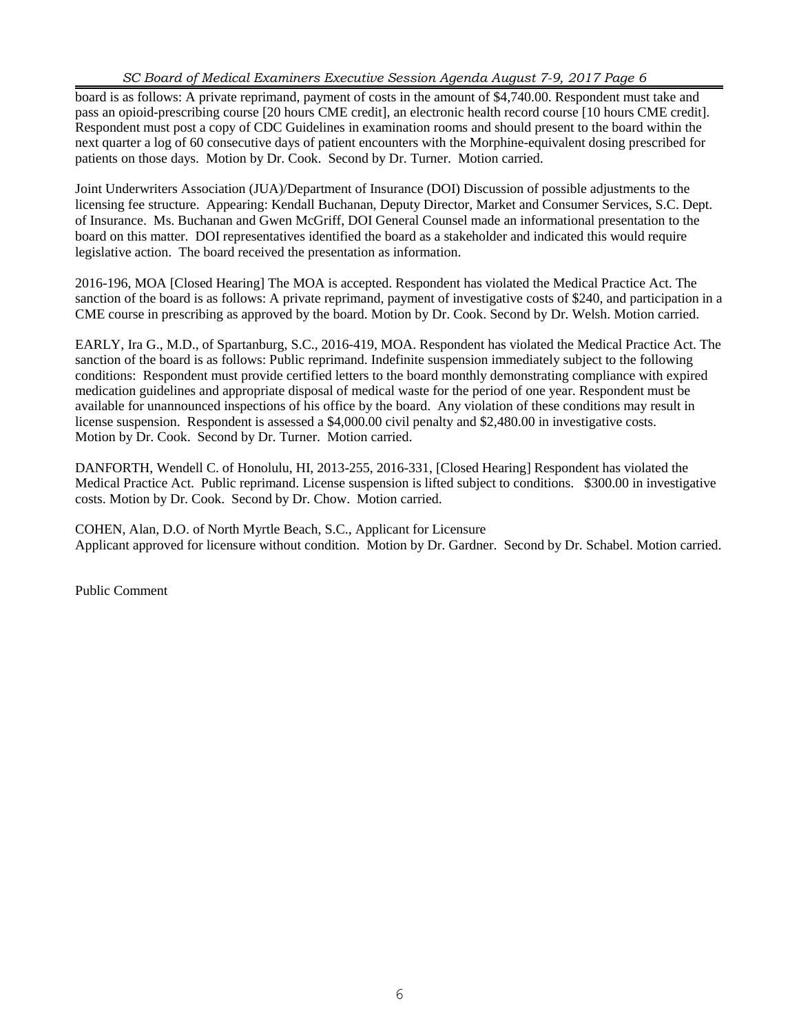board is as follows: A private reprimand, payment of costs in the amount of $4,740.00. Respondent must take and pass an opioid-prescribing course [20 hours CME credit], an electronic health record course [10 hours CME credit]. Respondent must post a copy of CDC Guidelines in examination rooms and should present to the board within the next quarter a log of 60 consecutive days of patient encounters with the Morphine-equivalent dosing prescribed for patients on those days. Motion by Dr. Cook. Second by Dr. Turner. Motion carried.

Joint Underwriters Association (JUA)/Department of Insurance (DOI) Discussion of possible adjustments to the licensing fee structure. Appearing: Kendall Buchanan, Deputy Director, Market and Consumer Services, S.C. Dept. of Insurance. Ms. Buchanan and Gwen McGriff, DOI General Counsel made an informational presentation to the board on this matter. DOI representatives identified the board as a stakeholder and indicated this would require legislative action. The board received the presentation as information.

2016-196, MOA [Closed Hearing] The MOA is accepted. Respondent has violated the Medical Practice Act. The sanction of the board is as follows: A private reprimand, payment of investigative costs of $240, and participation in a CME course in prescribing as approved by the board. Motion by Dr. Cook. Second by Dr. Welsh. Motion carried.

EARLY, Ira G., M.D., of Spartanburg, S.C., 2016-419, MOA. Respondent has violated the Medical Practice Act. The sanction of the board is as follows: Public reprimand. Indefinite suspension immediately subject to the following conditions: Respondent must provide certified letters to the board monthly demonstrating compliance with expired medication guidelines and appropriate disposal of medical waste for the period of one year. Respondent must be available for unannounced inspections of his office by the board. Any violation of these conditions may result in license suspension. Respondent is assessed a $4,000.00 civil penalty and $2,480.00 in investigative costs. Motion by Dr. Cook. Second by Dr. Turner. Motion carried.

DANFORTH, Wendell C. of Honolulu, HI, 2013-255, 2016-331, [Closed Hearing] Respondent has violated the Medical Practice Act. Public reprimand. License suspension is lifted subject to conditions. $300.00 in investigative costs. Motion by Dr. Cook. Second by Dr. Chow. Motion carried.

COHEN, Alan, D.O. of North Myrtle Beach, S.C., Applicant for Licensure
Applicant approved for licensure without condition. Motion by Dr. Gardner. Second by Dr. Schabel. Motion carried.

Public Comment